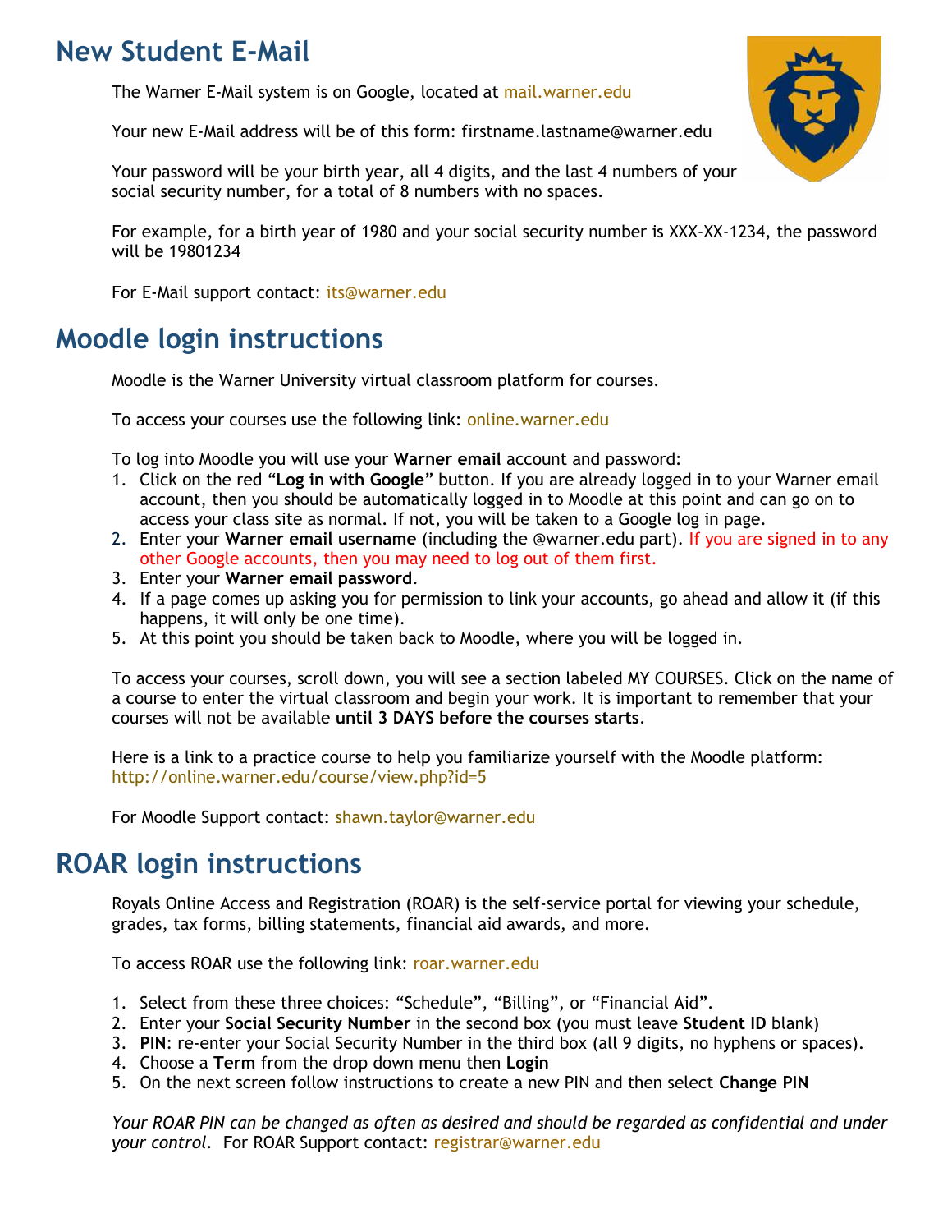# New Student E-Mail

The Warner E-Mail system is on Google, located at mail.warner.edu

Your new E-Mail address will be of this form: firstname.lastname@warner.edu

Your password will be your birth year, all 4 digits, and the last 4 numbers of your social security number, for a total of 8 numbers with no spaces.

For example, for a birth year of 1980 and your social security number is XXX-XX-1234, the password will be 19801234

For E-Mail support contact: its@warner.edu

# Moodle login instructions

Moodle is the Warner University virtual classroom platform for courses.

To access your courses use the following link: online.warner.edu

To log into Moodle you will use your **Warner email** account and password:

1. Click on the red "**Log in with Google**" button. If you are already logged in to your Warner email account, then you should be automatically logged in to Moodle at this point and can go on to access your class site as normal. If not, you will be taken to a Google log in page.
2. Enter your **Warner email username** (including the @warner.edu part). If you are signed in to any other Google accounts, then you may need to log out of them first.
3. Enter your **Warner email password**.
4. If a page comes up asking you for permission to link your accounts, go ahead and allow it (if this happens, it will only be one time).
5. At this point you should be taken back to Moodle, where you will be logged in.

To access your courses, scroll down, you will see a section labeled MY COURSES. Click on the name of a course to enter the virtual classroom and begin your work. It is important to remember that your courses will not be available **until 3 DAYS before the courses starts**.

Here is a link to a practice course to help you familiarize yourself with the Moodle platform: http://online.warner.edu/course/view.php?id=5

For Moodle Support contact: shawn.taylor@warner.edu

# ROAR login instructions

Royals Online Access and Registration (ROAR) is the self-service portal for viewing your schedule, grades, tax forms, billing statements, financial aid awards, and more.

To access ROAR use the following link: roar.warner.edu

1. Select from these three choices: "Schedule", "Billing", or "Financial Aid".
2. Enter your **Social Security Number** in the second box (you must leave **Student ID** blank)
3. **PIN**: re-enter your Social Security Number in the third box (all 9 digits, no hyphens or spaces).
4. Choose a **Term** from the drop down menu then **Login**
5. On the next screen follow instructions to create a new PIN and then select **Change PIN**

*Your ROAR PIN can be changed as often as desired and should be regarded as confidential and under your control.* For ROAR Support contact: registrar@warner.edu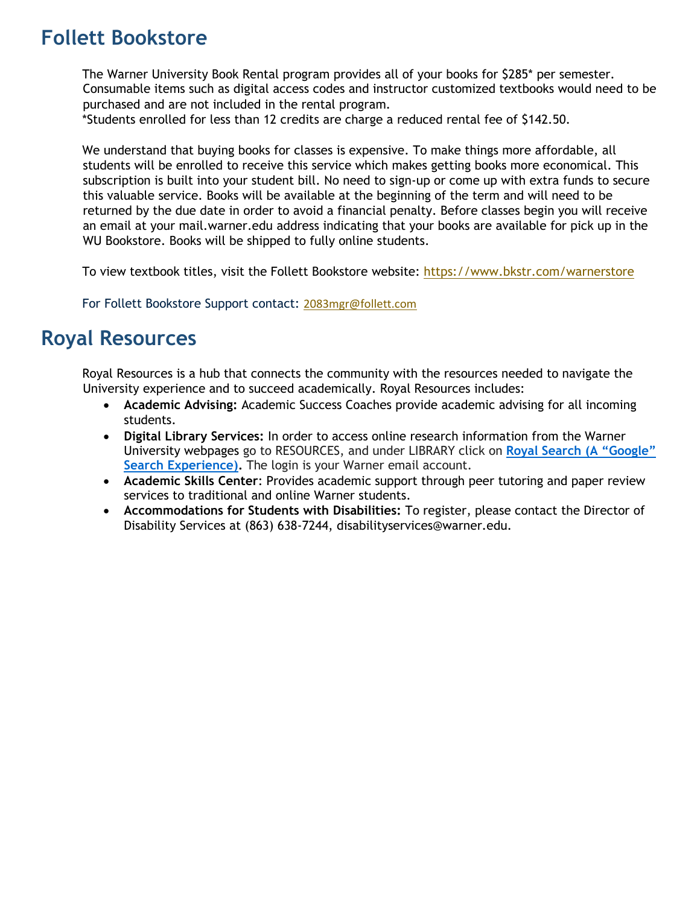## Follett Bookstore

The Warner University Book Rental program provides all of your books for $285* per semester. Consumable items such as digital access codes and instructor customized textbooks would need to be purchased and are not included in the rental program.
*Students enrolled for less than 12 credits are charge a reduced rental fee of $142.50.

We understand that buying books for classes is expensive. To make things more affordable, all students will be enrolled to receive this service which makes getting books more economical. This subscription is built into your student bill. No need to sign-up or come up with extra funds to secure this valuable service. Books will be available at the beginning of the term and will need to be returned by the due date in order to avoid a financial penalty. Before classes begin you will receive an email at your mail.warner.edu address indicating that your books are available for pick up in the WU Bookstore. Books will be shipped to fully online students.

To view textbook titles, visit the Follett Bookstore website: https://www.bkstr.com/warnerstore

For Follett Bookstore Support contact: 2083mgr@follett.com

## Royal Resources

Royal Resources is a hub that connects the community with the resources needed to navigate the University experience and to succeed academically. Royal Resources includes:

- **Academic Advising:** Academic Success Coaches provide academic advising for all incoming students.
- **Digital Library Services:** In order to access online research information from the Warner University webpages go to RESOURCES, and under LIBRARY click on **Royal Search (A "Google" Search Experience)**. The login is your Warner email account.
- **Academic Skills Center**: Provides academic support through peer tutoring and paper review services to traditional and online Warner students.
- **Accommodations for Students with Disabilities:** To register, please contact the Director of Disability Services at (863) 638-7244, disabilityservices@warner.edu.